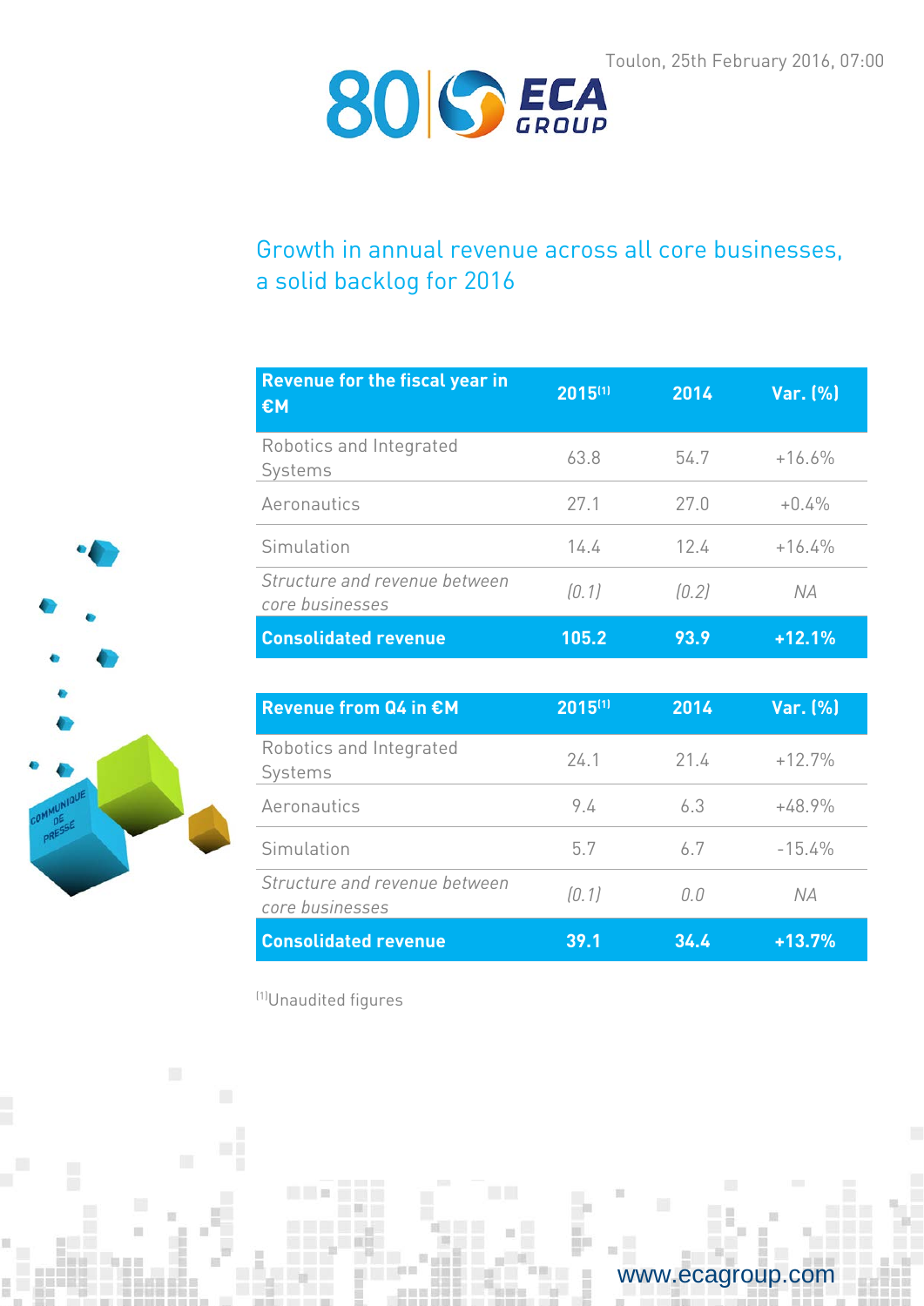Toulon, 25th February 2016, 07:00

# Growth in annual revenue across all core businesses, a solid backlog for 2016

| Revenue for the fiscal year in €M | 2015[1] | 2014 | Var. (%) |
|---|---|---|---|
| Robotics and Integrated Systems | 63.8 | 54.7 | +16.6% |
| Aeronautics | 27.1 | 27.0 | +0.4% |
| Simulation | 14.4 | 12.4 | +16.4% |
| *Structure and revenue between core businesses* | *(0.1)* | *(0.2)* | *NA* |
| **Consolidated revenue** | **105.2** | **93.9** | **+12.1%** |

| Revenue from Q4 in €M | 2015[1] | 2014 | Var. (%) |
|---|---|---|---|
| Robotics and Integrated Systems | 24.1 | 21.4 | +12.7% |
| Aeronautics | 9.4 | 6.3 | +48.9% |
| Simulation | 5.7 | 6.7 | -15.4% |
| *Structure and revenue between core businesses* | *(0.1)* | *0.0* | *NA* |
| **Consolidated revenue** | **39.1** | **34.4** | **+13.7%** |

[1]Unaudited figures

www.ecagroup.com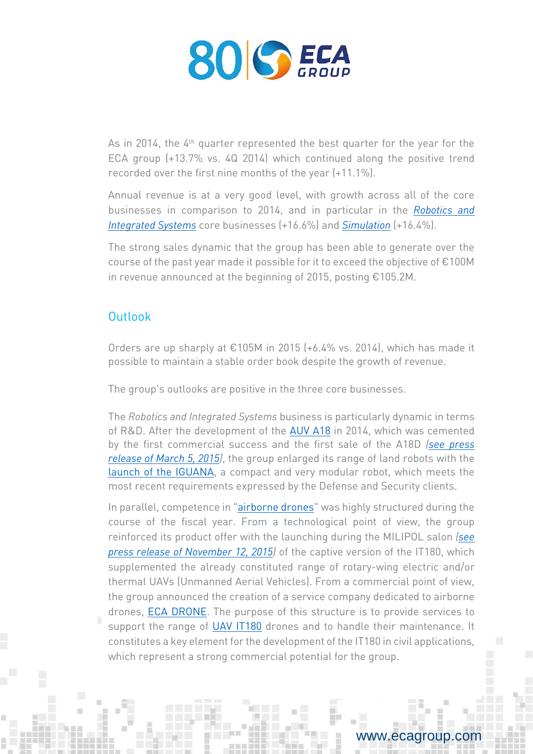As in 2014, the 4th quarter represented the best quarter for the year for the ECA group (+13.7% vs. 4Q 2014) which continued along the positive trend recorded over the first nine months of the year (+11.1%).

Annual revenue is at a very good level, with growth across all of the core businesses in comparison to 2014, and in particular in the *Robotics and Integrated Systems* core businesses (+16.6%) and *Simulation* (+16.4%).

The strong sales dynamic that the group has been able to generate over the course of the past year made it possible for it to exceed the objective of €100M in revenue announced at the beginning of 2015, posting €105.2M.

## Outlook

Orders are up sharply at €105M in 2015 (+6.4% vs. 2014), which has made it possible to maintain a stable order book despite the growth of revenue.

The group's outlooks are positive in the three core businesses.

The *Robotics and Integrated Systems* business is particularly dynamic in terms of R&D. After the development of the AUV A18 in 2014, which was cemented by the first commercial success and the first sale of the A18D *(see press release of March 5, 2015)*, the group enlarged its range of land robots with the launch of the IGUANA, a compact and very modular robot, which meets the most recent requirements expressed by the Defense and Security clients.

In parallel, competence in "airborne drones" was highly structured during the course of the fiscal year. From a technological point of view, the group reinforced its product offer with the launching during the MILIPOL salon *(see press release of November 12, 2015)* of the captive version of the IT180, which supplemented the already constituted range of rotary-wing electric and/or thermal UAVs (Unmanned Aerial Vehicles). From a commercial point of view, the group announced the creation of a service company dedicated to airborne drones, ECA DRONE. The purpose of this structure is to provide services to support the range of UAV IT180 drones and to handle their maintenance. It constitutes a key element for the development of the IT180 in civil applications, which represent a strong commercial potential for the group.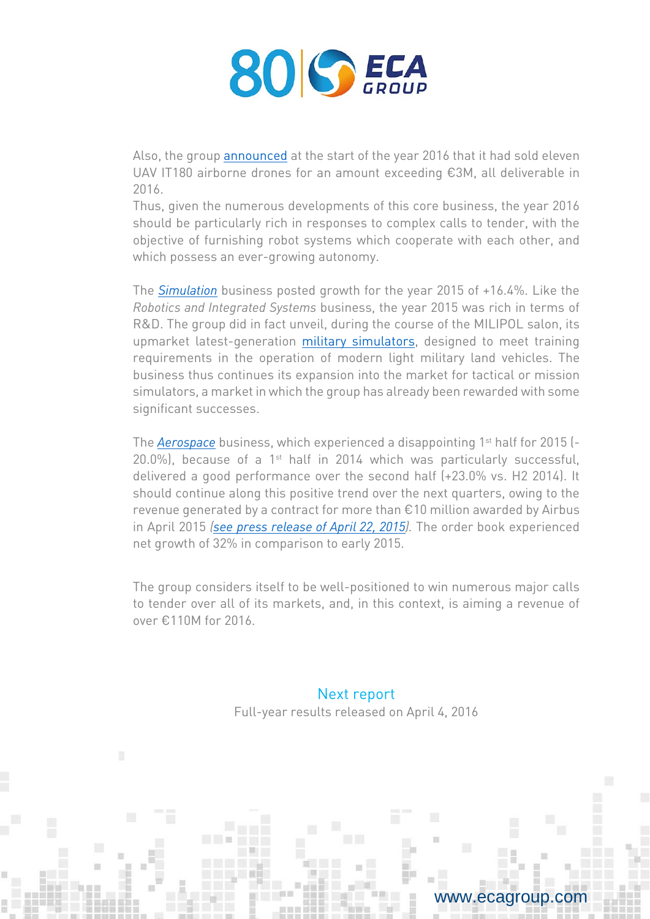Also, the group announced at the start of the year 2016 that it had sold eleven UAV IT180 airborne drones for an amount exceeding €3M, all deliverable in 2016.
Thus, given the numerous developments of this core business, the year 2016 should be particularly rich in responses to complex calls to tender, with the objective of furnishing robot systems which cooperate with each other, and which possess an ever-growing autonomy.

The *Simulation* business posted growth for the year 2015 of +16.4%. Like the *Robotics and Integrated Systems* business, the year 2015 was rich in terms of R&D. The group did in fact unveil, during the course of the MILIPOL salon, its upmarket latest-generation military simulators, designed to meet training requirements in the operation of modern light military land vehicles. The business thus continues its expansion into the market for tactical or mission simulators, a market in which the group has already been rewarded with some significant successes.

The *Aerospace* business, which experienced a disappointing 1st half for 2015 (-20.0%), because of a 1st half in 2014 which was particularly successful, delivered a good performance over the second half (+23.0% vs. H2 2014). It should continue along this positive trend over the next quarters, owing to the revenue generated by a contract for more than €10 million awarded by Airbus in April 2015 *(see press release of April 22, 2015)*. The order book experienced net growth of 32% in comparison to early 2015.

The group considers itself to be well-positioned to win numerous major calls to tender over all of its markets, and, in this context, is aiming a revenue of over €110M for 2016.

**Next report**

Full-year results released on April 4, 2016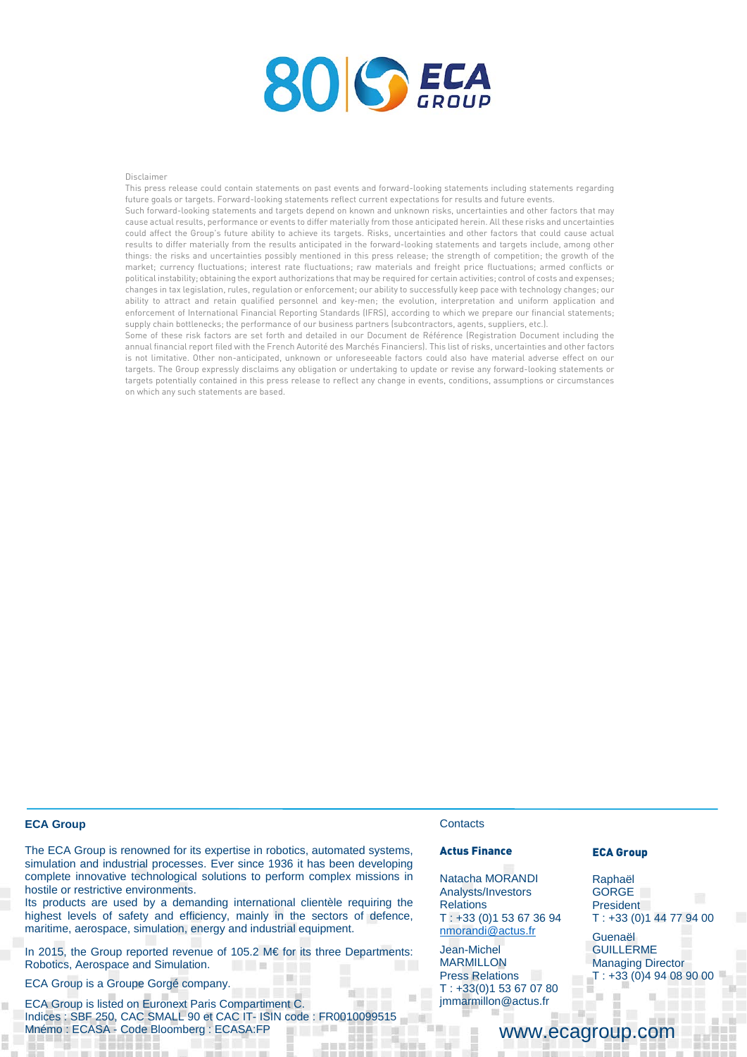Disclaimer

This press release could contain statements on past events and forward-looking statements including statements regarding future goals or targets. Forward-looking statements reflect current expectations for results and future events.

Such forward-looking statements and targets depend on known and unknown risks, uncertainties and other factors that may cause actual results, performance or events to differ materially from those anticipated herein. All these risks and uncertainties could affect the Group's future ability to achieve its targets. Risks, uncertainties and other factors that could cause actual results to differ materially from the results anticipated in the forward-looking statements and targets include, among other things: the risks and uncertainties possibly mentioned in this press release; the strength of competition; the growth of the market; currency fluctuations; interest rate fluctuations; raw materials and freight price fluctuations; armed conflicts or political instability; obtaining the export authorizations that may be required for certain activities; control of costs and expenses; changes in tax legislation, rules, regulation or enforcement; our ability to successfully keep pace with technology changes; our ability to attract and retain qualified personnel and key-men; the evolution, interpretation and uniform application and enforcement of International Financial Reporting Standards (IFRS), according to which we prepare our financial statements; supply chain bottlenecks; the performance of our business partners (subcontractors, agents, suppliers, etc.).

Some of these risk factors are set forth and detailed in our Document de Référence (Registration Document including the annual financial report filed with the French Autorité des Marchés Financiers). This list of risks, uncertainties and other factors is not limitative. Other non-anticipated, unknown or unforeseeable factors could also have material adverse effect on our targets. The Group expressly disclaims any obligation or undertaking to update or revise any forward-looking statements or targets potentially contained in this press release to reflect any change in events, conditions, assumptions or circumstances on which any such statements are based.

**ECA Group**

The ECA Group is renowned for its expertise in robotics, automated systems, simulation and industrial processes. Ever since 1936 it has been developing complete innovative technological solutions to perform complex missions in hostile or restrictive environments.
Its products are used by a demanding international clientèle requiring the highest levels of safety and efficiency, mainly in the sectors of defence, maritime, aerospace, simulation, energy and industrial equipment.

In 2015, the Group reported revenue of 105.2 M€ for its three Departments: Robotics, Aerospace and Simulation.

ECA Group is a Groupe Gorgé company.

ECA Group is listed on Euronext Paris Compartiment C.
Indices : SBF 250, CAC SMALL 90 et CAC IT- ISIN code : FR0010099515
Mnémo : ECASA - Code Bloomberg : ECASA:FP

Contacts

**Actus Finance**

Natacha MORANDI
Analysts/Investors Relations
T : +33 (0)1 53 67 36 94
nmorandi@actus.fr

Jean-Michel MARMILLON
Press Relations
T : +33(0)1 53 67 07 80
jmmarmillon@actus.fr

**ECA Group**

Raphaël GORGE
President
T : +33 (0)1 44 77 94 00

Guenaël GUILLERME
Managing Director
T : +33 (0)4 94 08 90 00

www.ecagroup.com